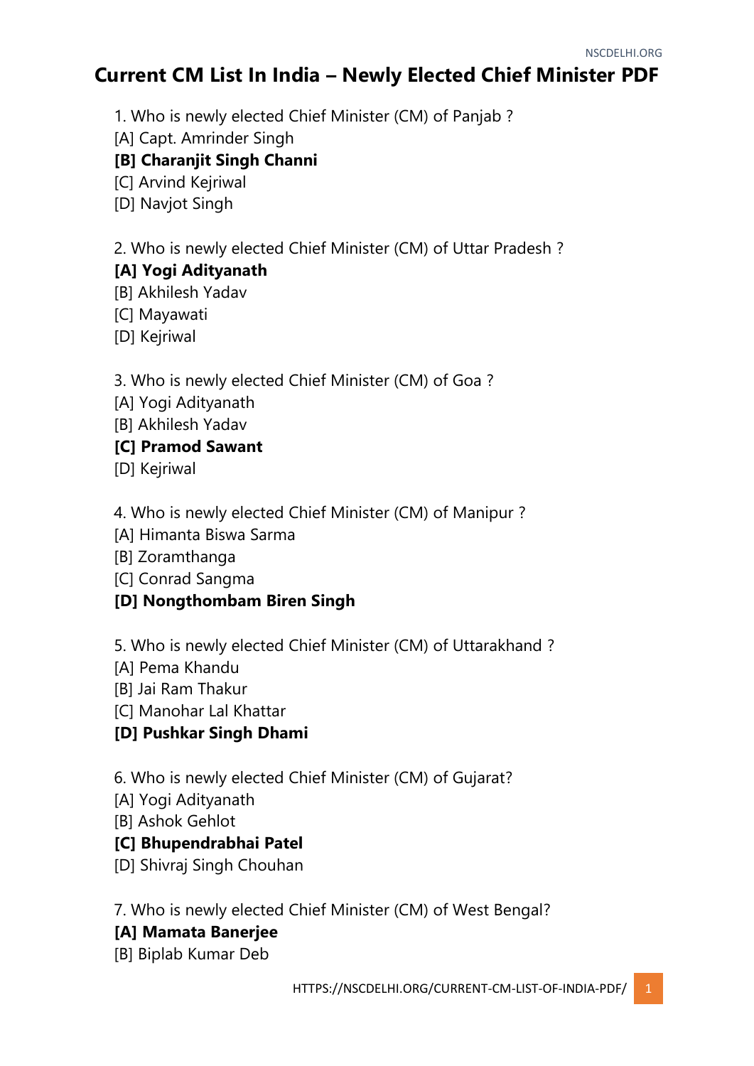# Current CM List In India – Newly Elected Chief Minister PDF

1. Who is newly elected Chief Minister (CM) of Panjab ?

[A] Capt. Amrinder Singh

**[B] Charanjit Singh Channi**

[C] Arvind Kejriwal

[D] Navjot Singh

2. Who is newly elected Chief Minister (CM) of Uttar Pradesh ?

**[A] Yogi Adityanath**

[B] Akhilesh Yadav

[C] Mayawati

[D] Kejriwal

3. Who is newly elected Chief Minister (CM) of Goa ?

[A] Yogi Adityanath

[B] Akhilesh Yadav

**[C] Pramod Sawant**

[D] Kejriwal

4. Who is newly elected Chief Minister (CM) of Manipur ?

[A] Himanta Biswa Sarma

[B] Zoramthanga

[C] Conrad Sangma

**[D] Nongthombam Biren Singh**

5. Who is newly elected Chief Minister (CM) of Uttarakhand ?

[A] Pema Khandu

[B] Jai Ram Thakur

[C] Manohar Lal Khattar

**[D] Pushkar Singh Dhami**

6. Who is newly elected Chief Minister (CM) of Gujarat?

[A] Yogi Adityanath

[B] Ashok Gehlot

**[C] Bhupendrabhai Patel**

[D] Shivraj Singh Chouhan

7. Who is newly elected Chief Minister (CM) of West Bengal?

**[A] Mamata Banerjee**

[B] Biplab Kumar Deb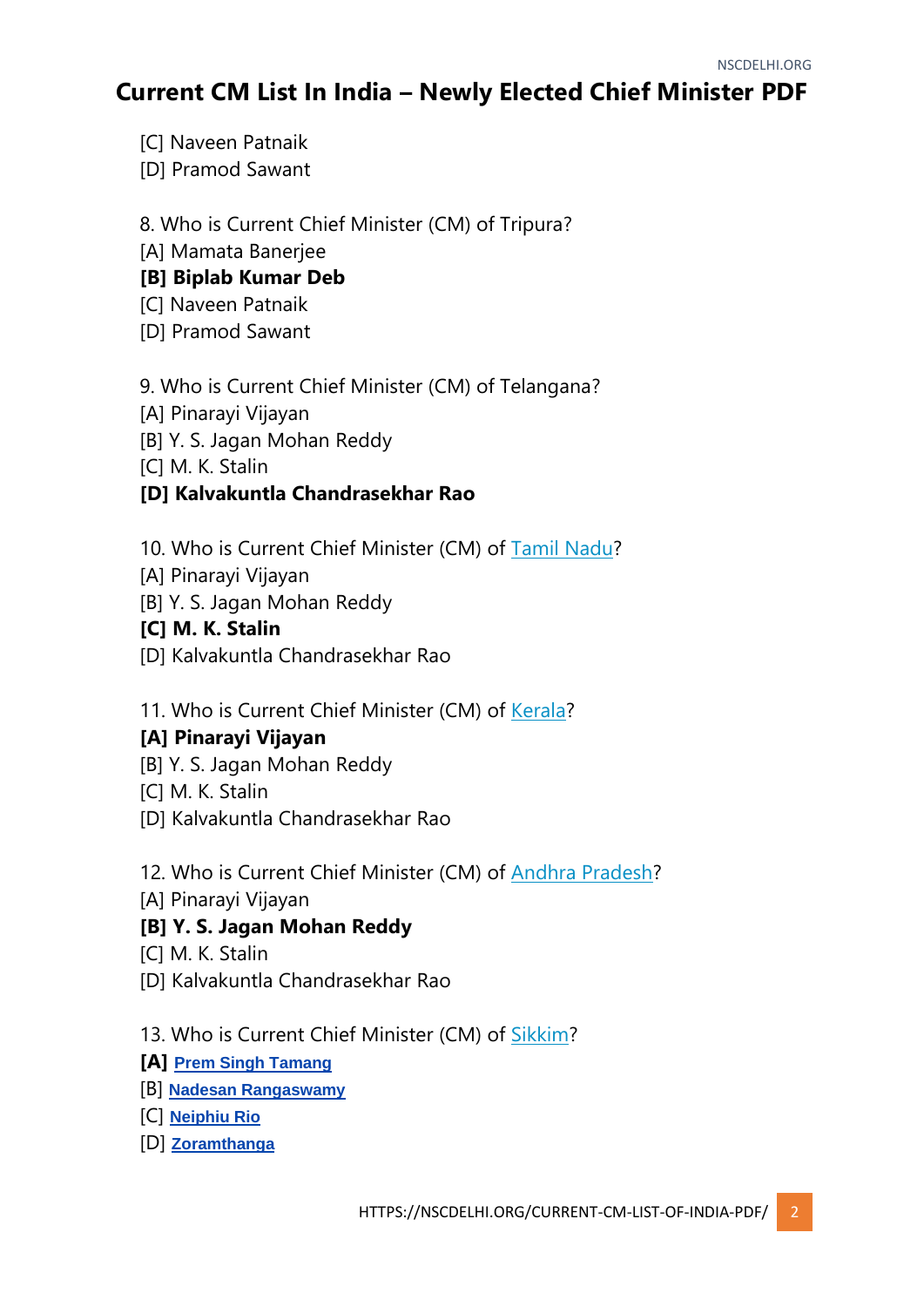[C] Naveen Patnaik
[D] Pramod Sawant

8. Who is Current Chief Minister (CM) of Tripura?
[A] Mamata Banerjee
**[B] Biplab Kumar Deb**
[C] Naveen Patnaik
[D] Pramod Sawant

9. Who is Current Chief Minister (CM) of Telangana?
[A] Pinarayi Vijayan
[B] Y. S. Jagan Mohan Reddy
[C] M. K. Stalin
**[D] Kalvakuntla Chandrasekhar Rao**

10. Who is Current Chief Minister (CM) of Tamil Nadu?
[A] Pinarayi Vijayan
[B] Y. S. Jagan Mohan Reddy
**[C] M. K. Stalin**
[D] Kalvakuntla Chandrasekhar Rao

11. Who is Current Chief Minister (CM) of Kerala?
**[A] Pinarayi Vijayan**
[B] Y. S. Jagan Mohan Reddy
[C] M. K. Stalin
[D] Kalvakuntla Chandrasekhar Rao

12. Who is Current Chief Minister (CM) of Andhra Pradesh?
[A] Pinarayi Vijayan
**[B] Y. S. Jagan Mohan Reddy**
[C] M. K. Stalin
[D] Kalvakuntla Chandrasekhar Rao

13. Who is Current Chief Minister (CM) of Sikkim?
**[A] Prem Singh Tamang**
[B] Nadesan Rangaswamy
[C] Neiphiu Rio
[D] Zoramthanga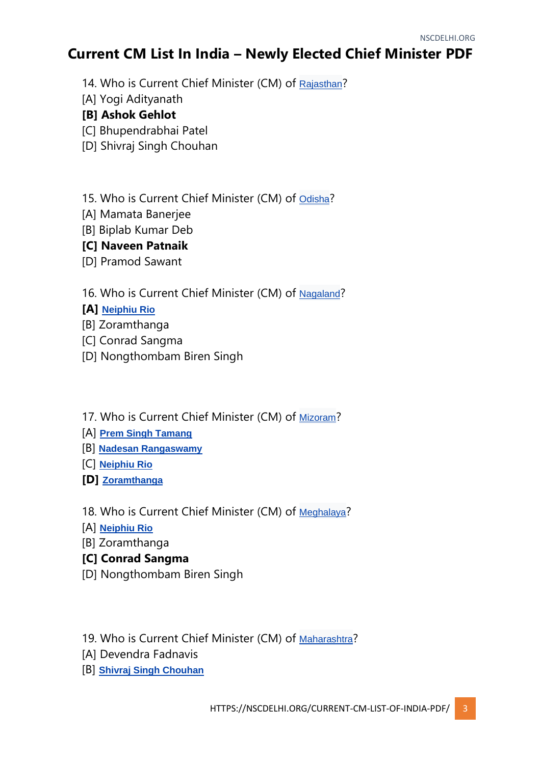# Current CM List In India – Newly Elected Chief Minister PDF

14. Who is Current Chief Minister (CM) of Rajasthan?
[A] Yogi Adityanath
**[B] Ashok Gehlot**
[C] Bhupendrabhai Patel
[D] Shivraj Singh Chouhan

15. Who is Current Chief Minister (CM) of Odisha?
[A] Mamata Banerjee
[B] Biplab Kumar Deb
**[C] Naveen Patnaik**
[D] Pramod Sawant

16. Who is Current Chief Minister (CM) of Nagaland?
**[A] Neiphiu Rio**
[B] Zoramthanga
[C] Conrad Sangma
[D] Nongthombam Biren Singh

17. Who is Current Chief Minister (CM) of Mizoram?
[A] **Prem Singh Tamang**
[B] **Nadesan Rangaswamy**
[C] **Neiphiu Rio**
**[D] Zoramthanga**

18. Who is Current Chief Minister (CM) of Meghalaya?
[A] **Neiphiu Rio**
[B] Zoramthanga
**[C] Conrad Sangma**
[D] Nongthombam Biren Singh

19. Who is Current Chief Minister (CM) of Maharashtra?
[A] Devendra Fadnavis
[B] **Shivraj Singh Chouhan**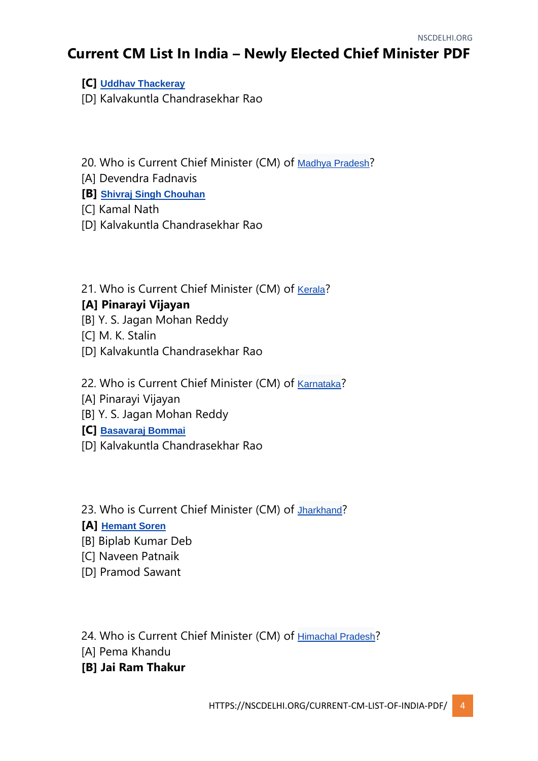**[C] Uddhav Thackeray**
[D] Kalvakuntla Chandrasekhar Rao

20. Who is Current Chief Minister (CM) of Madhya Pradesh?
[A] Devendra Fadnavis
**[B] Shivraj Singh Chouhan**
[C] Kamal Nath
[D] Kalvakuntla Chandrasekhar Rao

21. Who is Current Chief Minister (CM) of Kerala?
**[A] Pinarayi Vijayan**
[B] Y. S. Jagan Mohan Reddy
[C] M. K. Stalin
[D] Kalvakuntla Chandrasekhar Rao

22. Who is Current Chief Minister (CM) of Karnataka?
[A] Pinarayi Vijayan
[B] Y. S. Jagan Mohan Reddy
**[C] Basavaraj Bommai**
[D] Kalvakuntla Chandrasekhar Rao

23. Who is Current Chief Minister (CM) of Jharkhand?
**[A] Hemant Soren**
[B] Biplab Kumar Deb
[C] Naveen Patnaik
[D] Pramod Sawant

24. Who is Current Chief Minister (CM) of Himachal Pradesh?
[A] Pema Khandu
**[B] Jai Ram Thakur**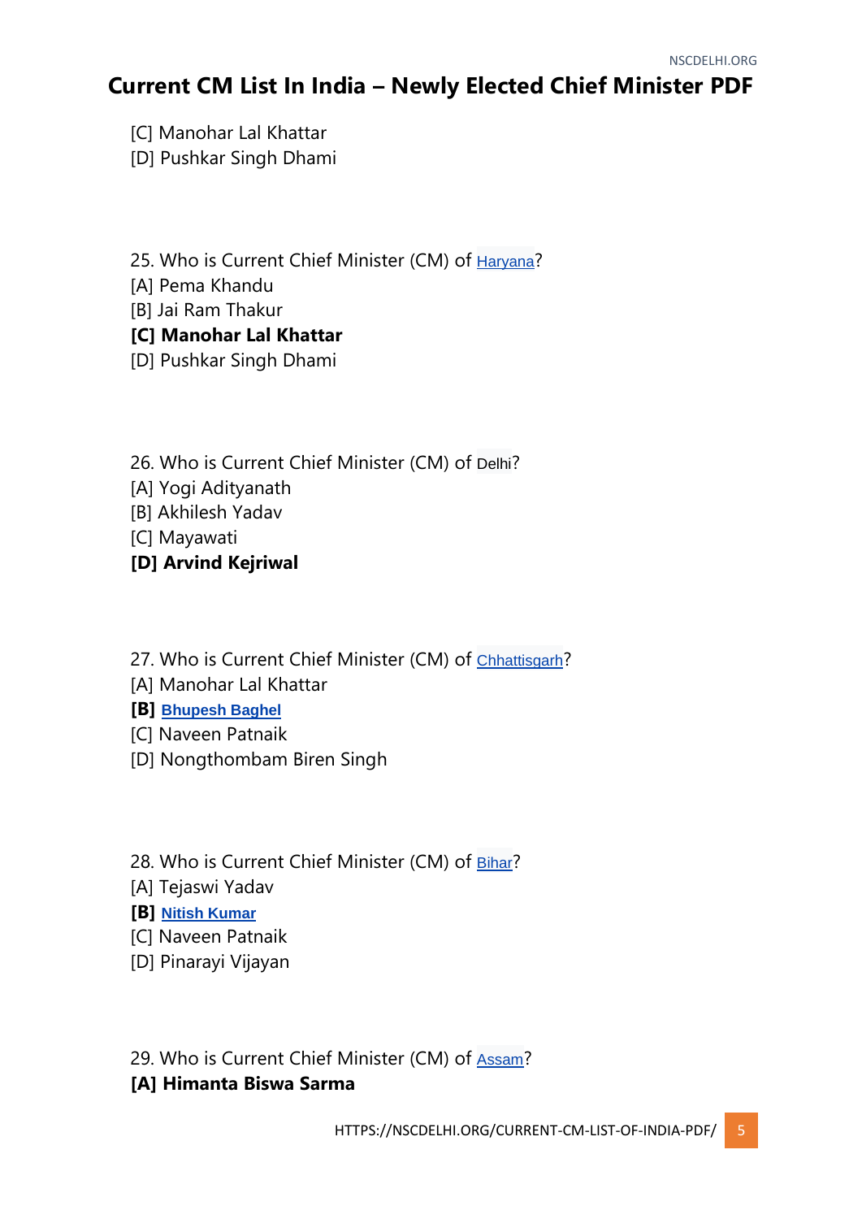[C] Manohar Lal Khattar
[D] Pushkar Singh Dhami

25. Who is Current Chief Minister (CM) of Haryana?
[A] Pema Khandu
[B] Jai Ram Thakur
**[C] Manohar Lal Khattar**
[D] Pushkar Singh Dhami

26. Who is Current Chief Minister (CM) of Delhi?
[A] Yogi Adityanath
[B] Akhilesh Yadav
[C] Mayawati
**[D] Arvind Kejriwal**

27. Who is Current Chief Minister (CM) of Chhattisgarh?
[A] Manohar Lal Khattar
**[B] Bhupesh Baghel**
[C] Naveen Patnaik
[D] Nongthombam Biren Singh

28. Who is Current Chief Minister (CM) of Bihar?
[A] Tejaswi Yadav
**[B] Nitish Kumar**
[C] Naveen Patnaik
[D] Pinarayi Vijayan

29. Who is Current Chief Minister (CM) of Assam?
**[A] Himanta Biswa Sarma**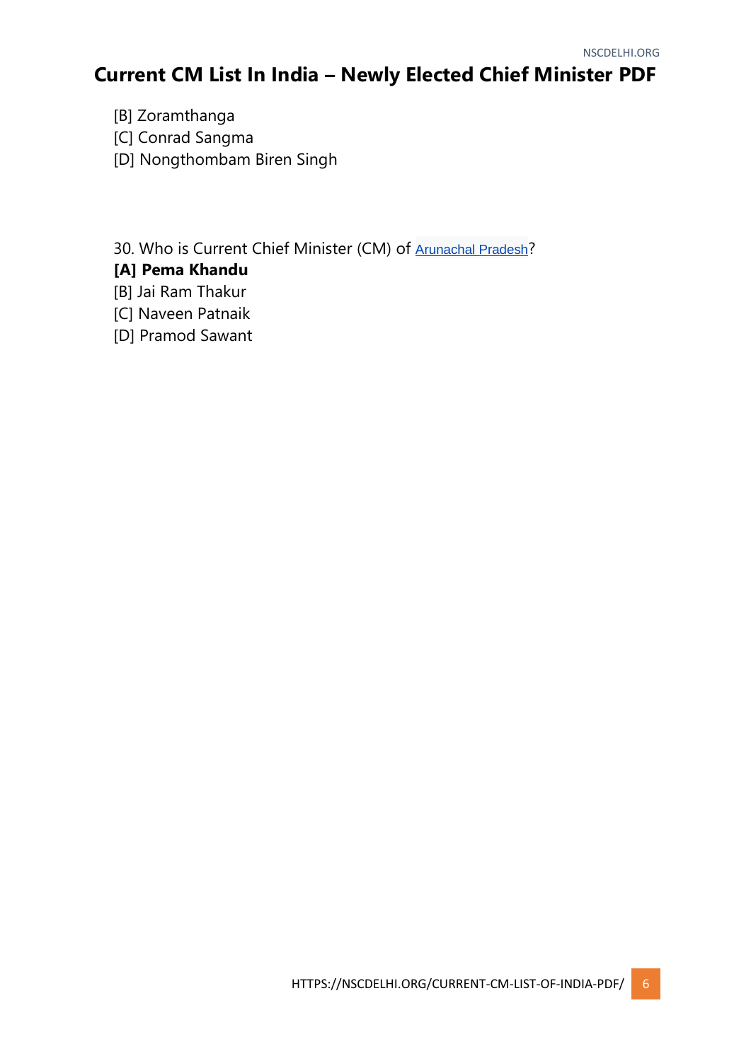[B] Zoramthanga
[C] Conrad Sangma
[D] Nongthombam Biren Singh

30. Who is Current Chief Minister (CM) of Arunachal Pradesh?
**[A] Pema Khandu**
[B] Jai Ram Thakur
[C] Naveen Patnaik
[D] Pramod Sawant